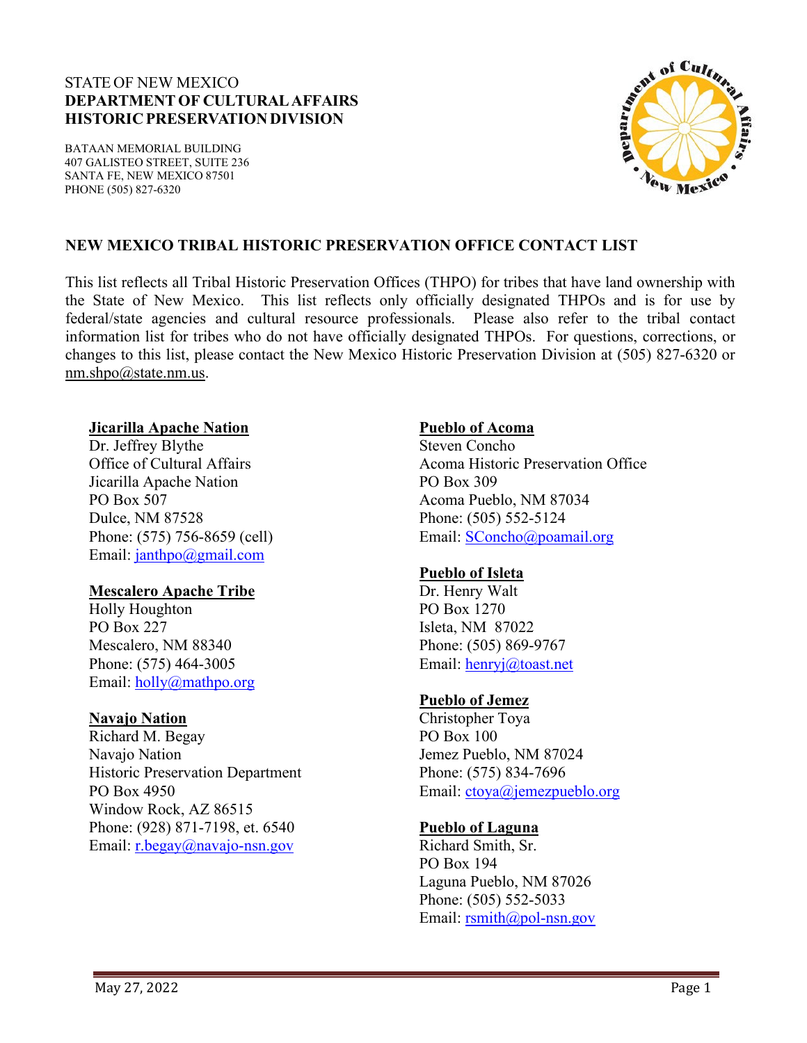STATE OF NEW MEXICO
**DEPARTMENT OF CULTURAL AFFAIRS**
**HISTORIC PRESERVATION DIVISION**

BATAAN MEMORIAL BUILDING
407 GALISTEO STREET, SUITE 236
SANTA FE, NEW MEXICO 87501
PHONE (505) 827-6320

## NEW MEXICO TRIBAL HISTORIC PRESERVATION OFFICE CONTACT LIST

This list reflects all Tribal Historic Preservation Offices (THPO) for tribes that have land ownership with the State of New Mexico. This list reflects only officially designated THPOs and is for use by federal/state agencies and cultural resource professionals. Please also refer to the tribal contact information list for tribes who do not have officially designated THPOs. For questions, corrections, or changes to this list, please contact the New Mexico Historic Preservation Division at (505) 827-6320 or nm.shpo@state.nm.us.

**Jicarilla Apache Nation**
Dr. Jeffrey Blythe
Office of Cultural Affairs
Jicarilla Apache Nation
PO Box 507
Dulce, NM 87528
Phone: (575) 756-8659 (cell)
Email: janthpo@gmail.com

**Mescalero Apache Tribe**
Holly Houghton
PO Box 227
Mescalero, NM 88340
Phone: (575) 464-3005
Email: holly@mathpo.org

**Navajo Nation**
Richard M. Begay
Navajo Nation
Historic Preservation Department
PO Box 4950
Window Rock, AZ 86515
Phone: (928) 871-7198, et. 6540
Email: r.begay@navajo-nsn.gov

**Pueblo of Acoma**
Steven Concho
Acoma Historic Preservation Office
PO Box 309
Acoma Pueblo, NM 87034
Phone: (505) 552-5124
Email: SConcho@poamail.org

**Pueblo of Isleta**
Dr. Henry Walt
PO Box 1270
Isleta, NM 87022
Phone: (505) 869-9767
Email: henryj@toast.net

**Pueblo of Jemez**
Christopher Toya
PO Box 100
Jemez Pueblo, NM 87024
Phone: (575) 834-7696
Email: ctoya@jemezpueblo.org

**Pueblo of Laguna**
Richard Smith, Sr.
PO Box 194
Laguna Pueblo, NM 87026
Phone: (505) 552-5033
Email: rsmith@pol-nsn.gov

May 27, 2022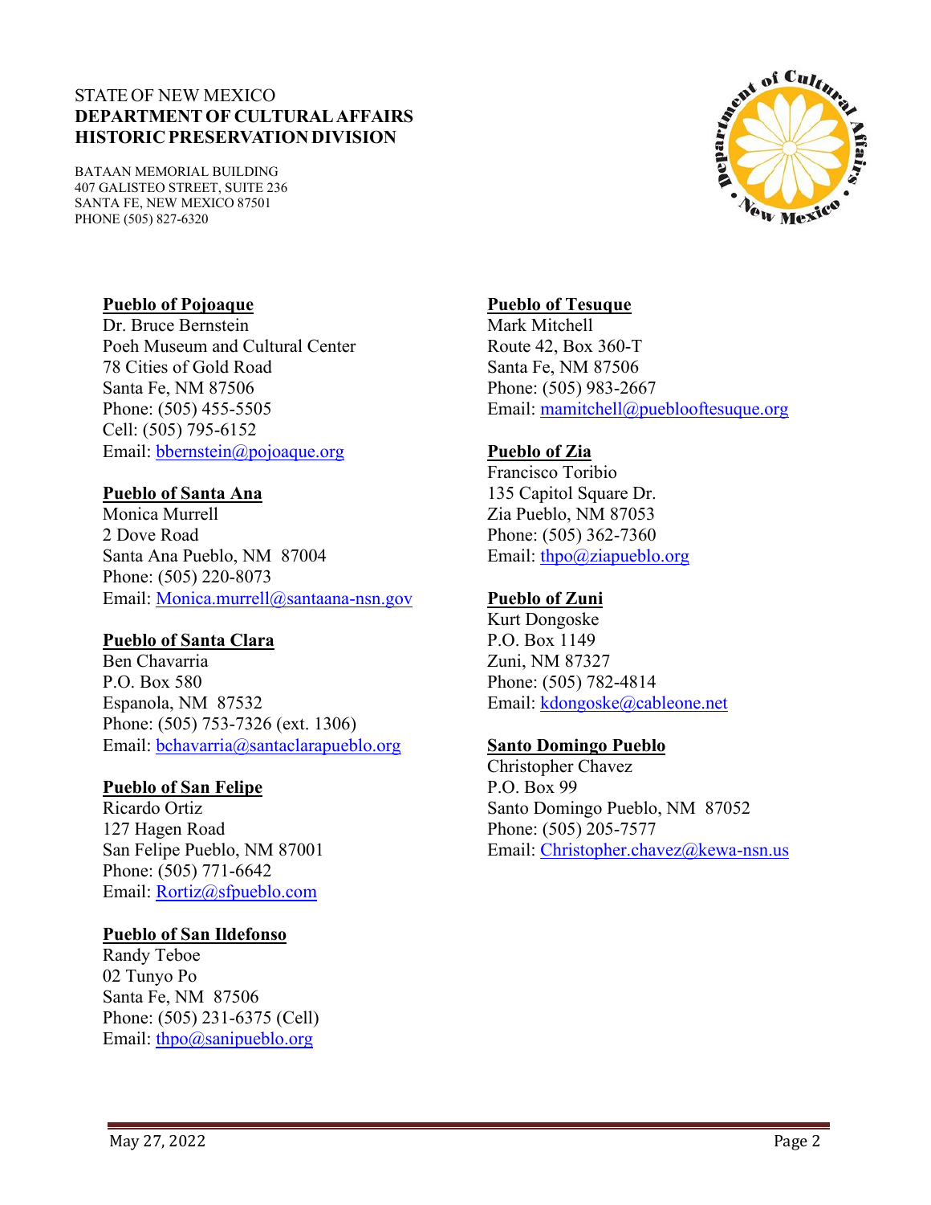STATE OF NEW MEXICO
**DEPARTMENT OF CULTURAL AFFAIRS**
**HISTORIC PRESERVATION DIVISION**

BATAAN MEMORIAL BUILDING
407 GALISTEO STREET, SUITE 236
SANTA FE, NEW MEXICO 87501
PHONE (505) 827-6320

**Pueblo of Pojoaque**
Dr. Bruce Bernstein
Poeh Museum and Cultural Center
78 Cities of Gold Road
Santa Fe, NM 87506
Phone: (505) 455-5505
Cell: (505) 795-6152
Email: bbernstein@pojoaque.org

**Pueblo of Santa Ana**
Monica Murrell
2 Dove Road
Santa Ana Pueblo, NM 87004
Phone: (505) 220-8073
Email: Monica.murrell@santaana-nsn.gov

**Pueblo of Santa Clara**
Ben Chavarria
P.O. Box 580
Espanola, NM 87532
Phone: (505) 753-7326 (ext. 1306)
Email: bchavarria@santaclarapueblo.org

**Pueblo of San Felipe**
Ricardo Ortiz
127 Hagen Road
San Felipe Pueblo, NM 87001
Phone: (505) 771-6642
Email: Rortiz@sfpueblo.com

**Pueblo of San Ildefonso**
Randy Teboe
02 Tunyo Po
Santa Fe, NM 87506
Phone: (505) 231-6375 (Cell)
Email: thpo@sanipueblo.org

**Pueblo of Tesuque**
Mark Mitchell
Route 42, Box 360-T
Santa Fe, NM 87506
Phone: (505) 983-2667
Email: mamitchell@pueblooftesuque.org

**Pueblo of Zia**
Francisco Toribio
135 Capitol Square Dr.
Zia Pueblo, NM 87053
Phone: (505) 362-7360
Email: thpo@ziapueblo.org

**Pueblo of Zuni**
Kurt Dongoske
P.O. Box 1149
Zuni, NM 87327
Phone: (505) 782-4814
Email: kdongoske@cableone.net

**Santo Domingo Pueblo**
Christopher Chavez
P.O. Box 99
Santo Domingo Pueblo, NM 87052
Phone: (505) 205-7577
Email: Christopher.chavez@kewa-nsn.us

May 27, 2022